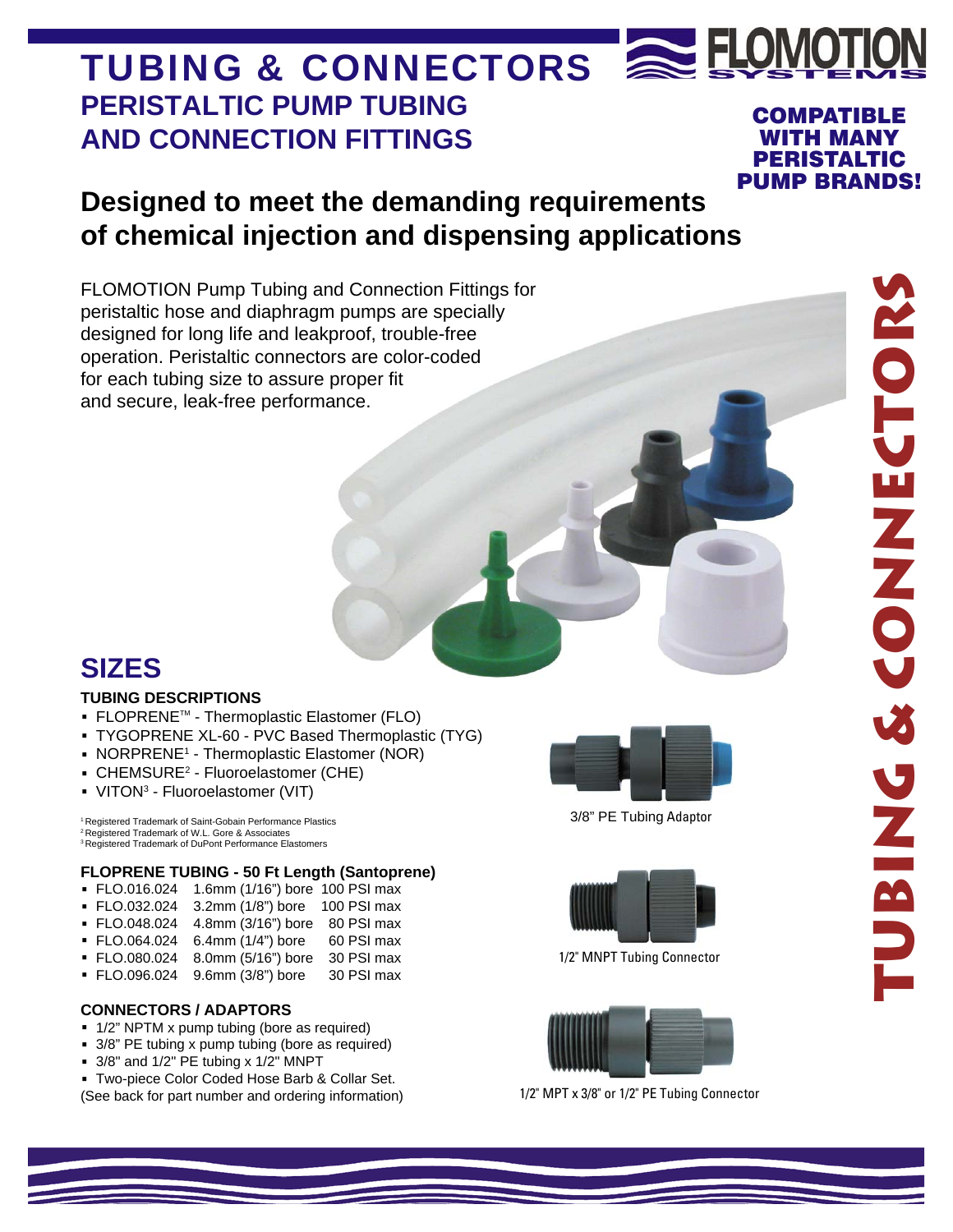# TUBING & CONNECTORS

## PERISTALTIC PUMP TUBING AND CONNECTION FITTINGS

**COMPATIBLE WITH MANY PERISTALTIC PUMP BRANDS!**

## Designed to meet the demanding requirements of chemical injection and dispensing applications

FLOMOTION Pump Tubing and Connection Fittings for peristaltic hose and diaphragm pumps are specially designed for long life and leakproof, trouble-free operation. Peristaltic connectors are color-coded for each tubing size to assure proper fit and secure, leak-free performance.

## SIZES

### TUBING DESCRIPTIONS

- FLOPRENE™ - Thermoplastic Elastomer (FLO)
- TYGOPRENE XL-60 - PVC Based Thermoplastic (TYG)
- NORPRENE[1] - Thermoplastic Elastomer (NOR)
- CHEMSURE[2] - Fluoroelastomer (CHE)
- VITON[3] - Fluoroelastomer (VIT)

[1] Registered Trademark of Saint-Gobain Performance Plastics
[2] Registered Trademark of W.L. Gore & Associates
[3] Registered Trademark of DuPont Performance Elastomers

### FLOPRENE TUBING - 50 Ft Length (Santoprene)

| Part No. | Bore | Pressure |
|---|---|---|
| FLO.016.024 | 1.6mm (1/16") bore | 100 PSI max |
| FLO.032.024 | 3.2mm (1/8") bore | 100 PSI max |
| FLO.048.024 | 4.8mm (3/16") bore | 80 PSI max |
| FLO.064.024 | 6.4mm (1/4") bore | 60 PSI max |
| FLO.080.024 | 8.0mm (5/16") bore | 30 PSI max |
| FLO.096.024 | 9.6mm (3/8") bore | 30 PSI max |

### CONNECTORS / ADAPTORS

- 1/2" NPTM x pump tubing (bore as required)
- 3/8" PE tubing x pump tubing (bore as required)
- 3/8" and 1/2" PE tubing x 1/2" MNPT
- Two-piece Color Coded Hose Barb & Collar Set.

(See back for part number and ordering information)

3/8" PE Tubing Adaptor

1/2" MNPT Tubing Connector

1/2" MPT x 3/8" or 1/2" PE Tubing Connector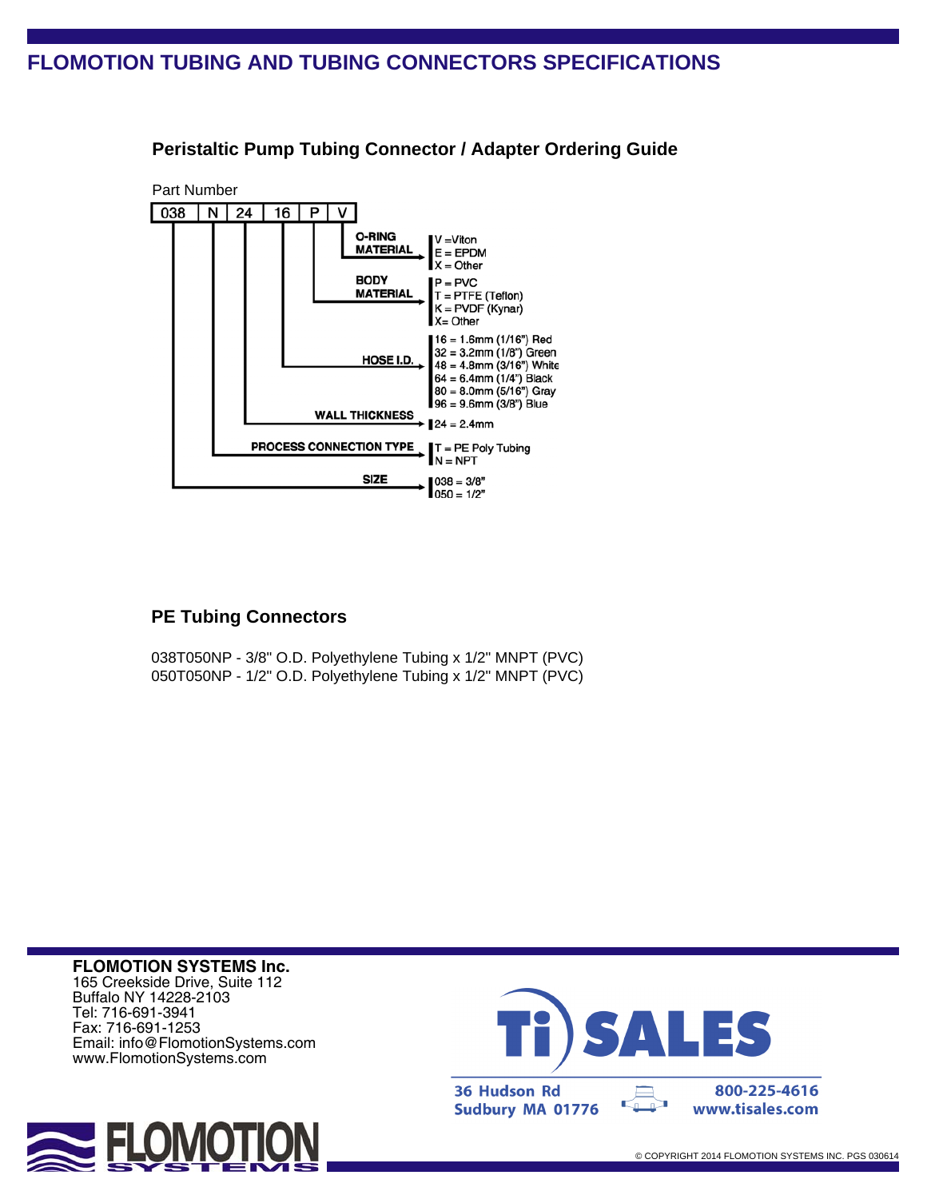# FLOMOTION TUBING AND TUBING CONNECTORS SPECIFICATIONS

## Peristaltic Pump Tubing Connector / Adapter Ordering Guide

Part Number

| 038 | N | 24 | 16 | P | V |
|---|---|---|---|---|---|

**O-RING MATERIAL**
- V = Viton
- E = EPDM
- X = Other

**BODY MATERIAL**
- P = PVC
- T = PTFE (Teflon)
- K = PVDF (Kynar)
- X = Other

**HOSE I.D.**
- 16 = 1.6mm (1/16") Red
- 32 = 3.2mm (1/8") Green
- 48 = 4.8mm (3/16") White
- 64 = 6.4mm (1/4") Black
- 80 = 8.0mm (5/16") Gray
- 96 = 9.6mm (3/8") Blue

**WALL THICKNESS**
- 24 = 2.4mm

**PROCESS CONNECTION TYPE**
- T = PE Poly Tubing
- N = NPT

**SIZE**
- 038 = 3/8"
- 050 = 1/2"

## PE Tubing Connectors

038T050NP - 3/8" O.D. Polyethylene Tubing x 1/2" MNPT (PVC)
050T050NP - 1/2" O.D. Polyethylene Tubing x 1/2" MNPT (PVC)

**FLOMOTION SYSTEMS Inc.**
165 Creekside Drive, Suite 112
Buffalo NY 14228-2103
Tel: 716-691-3941
Fax: 716-691-1253
Email: info@FlomotionSystems.com
www.FlomotionSystems.com

Ti SALES
36 Hudson Rd
Sudbury MA 01776
800-225-4616
www.tisales.com

FLOMOTION SYSTEMS

© COPYRIGHT 2014 FLOMOTION SYSTEMS INC. PGS 030614